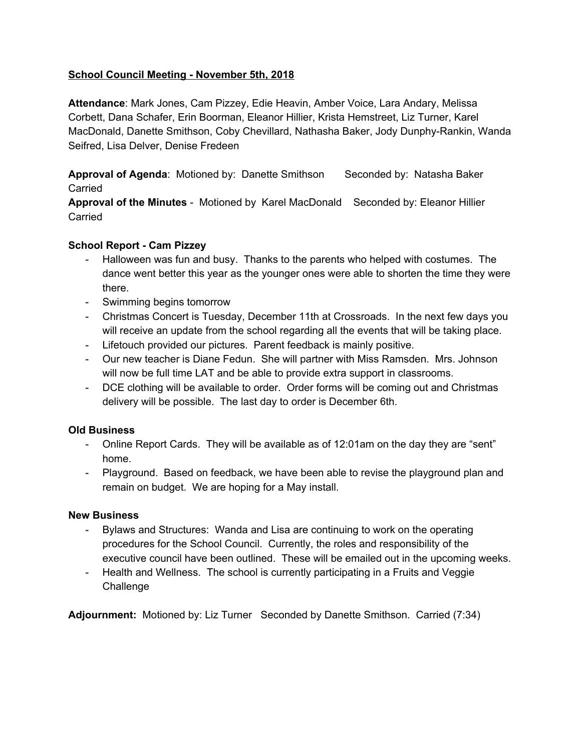<u>**School Council Meeting - November 5th, 2018**</u>

**Attendance**: Mark Jones, Cam Pizzey, Edie Heavin, Amber Voice, Lara Andary, Melissa Corbett, Dana Schafer, Erin Boorman, Eleanor Hillier, Krista Hemstreet, Liz Turner, Karel MacDonald, Danette Smithson, Coby Chevillard, Nathasha Baker, Jody Dunphy-Rankin, Wanda Seifred, Lisa Delver, Denise Fredeen

**Approval of Agenda**: Motioned by: Danette Smithson Seconded by: Natasha Baker Carried

**Approval of the Minutes** - Motioned by Karel MacDonald Seconded by: Eleanor Hillier Carried

**School Report - Cam Pizzey**

- Halloween was fun and busy. Thanks to the parents who helped with costumes. The dance went better this year as the younger ones were able to shorten the time they were there.
- Swimming begins tomorrow
- Christmas Concert is Tuesday, December 11th at Crossroads. In the next few days you will receive an update from the school regarding all the events that will be taking place.
- Lifetouch provided our pictures. Parent feedback is mainly positive.
- Our new teacher is Diane Fedun. She will partner with Miss Ramsden. Mrs. Johnson will now be full time LAT and be able to provide extra support in classrooms.
- DCE clothing will be available to order. Order forms will be coming out and Christmas delivery will be possible. The last day to order is December 6th.

**Old Business**

- Online Report Cards. They will be available as of 12:01am on the day they are "sent" home.
- Playground. Based on feedback, we have been able to revise the playground plan and remain on budget. We are hoping for a May install.

**New Business**

- Bylaws and Structures: Wanda and Lisa are continuing to work on the operating procedures for the School Council. Currently, the roles and responsibility of the executive council have been outlined. These will be emailed out in the upcoming weeks.
- Health and Wellness. The school is currently participating in a Fruits and Veggie Challenge

**Adjournment:** Motioned by: Liz Turner Seconded by Danette Smithson. Carried (7:34)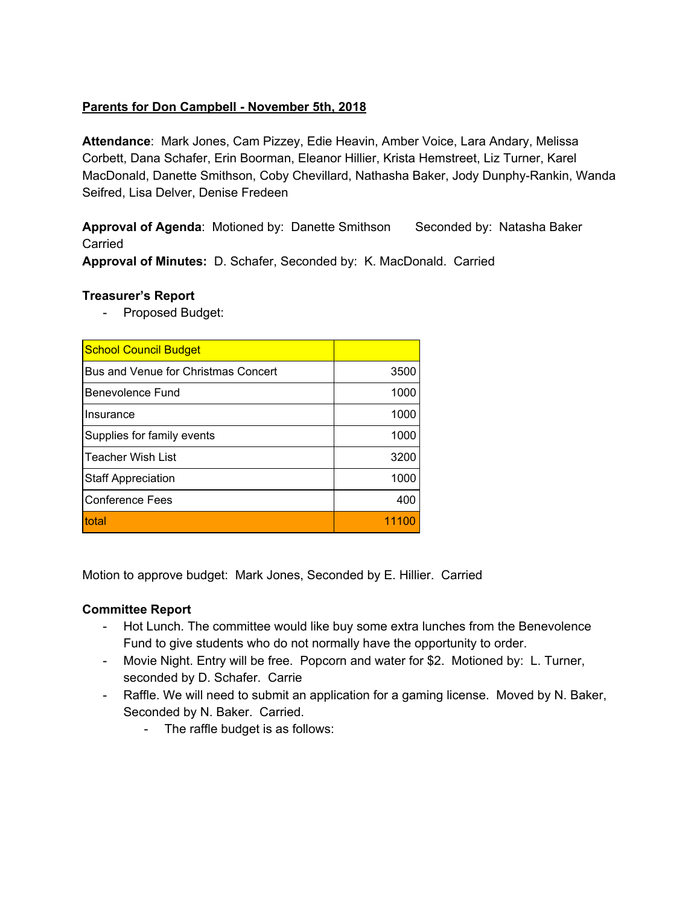**Parents for Don Campbell - November 5th, 2018**

**Attendance**: Mark Jones, Cam Pizzey, Edie Heavin, Amber Voice, Lara Andary, Melissa Corbett, Dana Schafer, Erin Boorman, Eleanor Hillier, Krista Hemstreet, Liz Turner, Karel MacDonald, Danette Smithson, Coby Chevillard, Nathasha Baker, Jody Dunphy-Rankin, Wanda Seifred, Lisa Delver, Denise Fredeen

**Approval of Agenda**: Motioned by: Danette Smithson Seconded by: Natasha Baker Carried

**Approval of Minutes:** D. Schafer, Seconded by: K. MacDonald. Carried

**Treasurer's Report**

- Proposed Budget:

| School Council Budget | |
|---|---|
| Bus and Venue for Christmas Concert | 3500 |
| Benevolence Fund | 1000 |
| Insurance | 1000 |
| Supplies for family events | 1000 |
| Teacher Wish List | 3200 |
| Staff Appreciation | 1000 |
| Conference Fees | 400 |
| total | 11100 |

Motion to approve budget: Mark Jones, Seconded by E. Hillier. Carried

**Committee Report**

- Hot Lunch. The committee would like buy some extra lunches from the Benevolence Fund to give students who do not normally have the opportunity to order.
- Movie Night. Entry will be free. Popcorn and water for $2. Motioned by: L. Turner, seconded by D. Schafer. Carrie
- Raffle. We will need to submit an application for a gaming license. Moved by N. Baker, Seconded by N. Baker. Carried.
    - The raffle budget is as follows: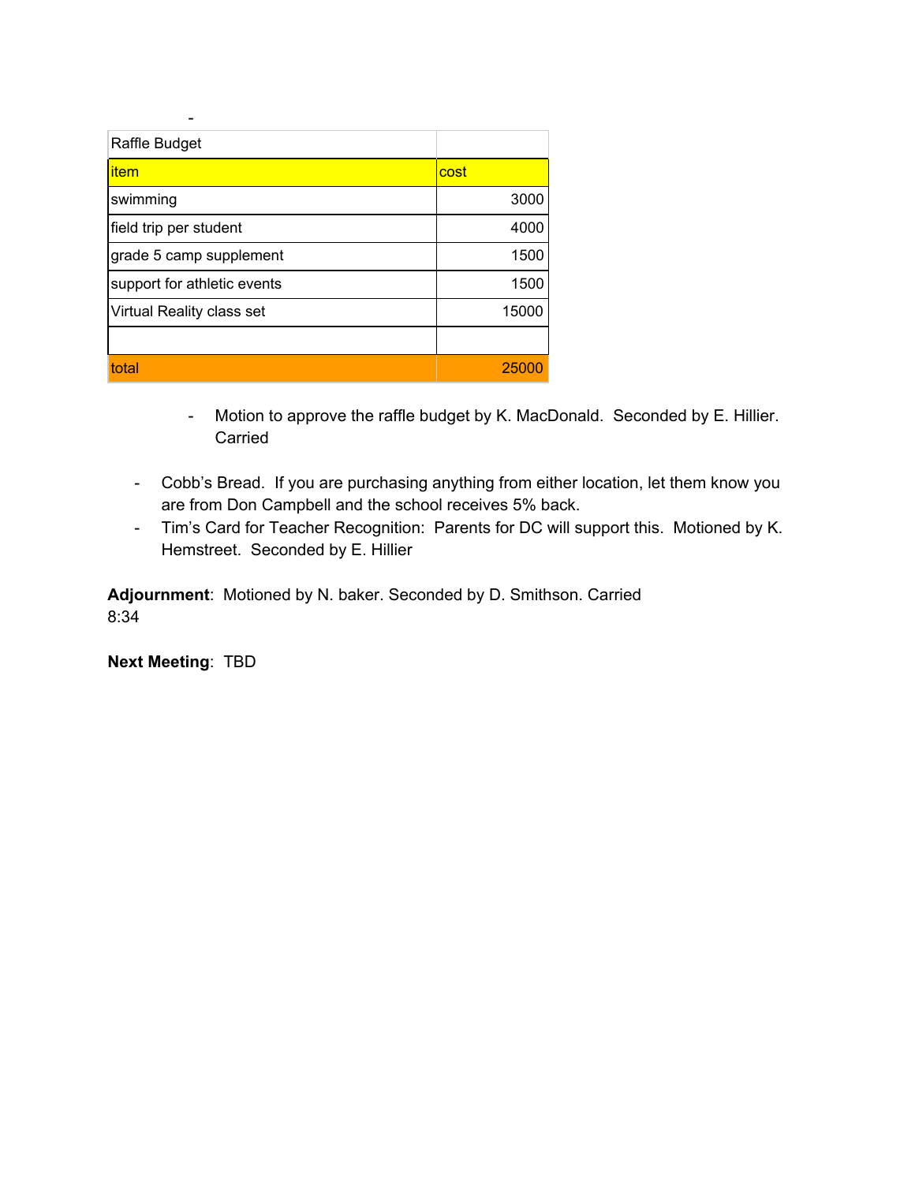-

| Raffle Budget | |
|---|---|
| item | cost |
| swimming | 3000 |
| field trip per student | 4000 |
| grade 5 camp supplement | 1500 |
| support for athletic events | 1500 |
| Virtual Reality class set | 15000 |
| | |
| total | 25000 |

- Motion to approve the raffle budget by K. MacDonald. Seconded by E. Hillier. Carried

- Cobb's Bread. If you are purchasing anything from either location, let them know you are from Don Campbell and the school receives 5% back.
- Tim's Card for Teacher Recognition: Parents for DC will support this. Motioned by K. Hemstreet. Seconded by E. Hillier

**Adjournment**: Motioned by N. baker. Seconded by D. Smithson. Carried
8:34

**Next Meeting**: TBD